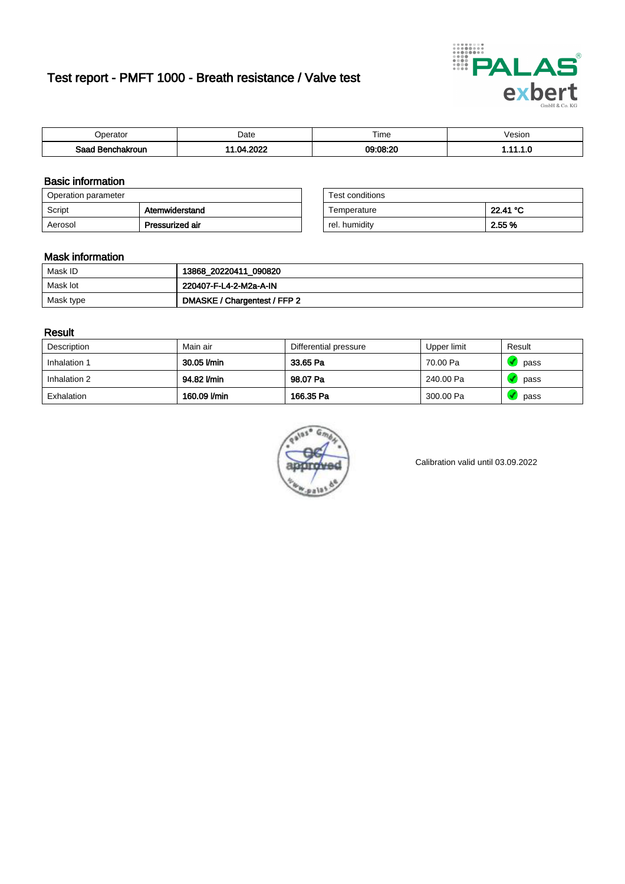# Test report - PMFT 1000 - Breath resistance / Valve test

| Operator | Date | Time | Vesion |
|---|---|---|---|
| **Saad Benchakroun** | **11.04.2022** | **09:08:20** | **1.11.1.0** |

## Basic information

| Operation parameter | |
|---|---|
| Script | **Atemwiderstand** |
| Aerosol | **Pressurized air** |

| Test conditions | |
|---|---|
| Temperature | **22.41 °C** |
| rel. humidity | **2.55 %** |

## Mask information

| | |
|---|---|
| Mask ID | **13868_20220411_090820** |
| Mask lot | **220407-F-L4-2-M2a-A-IN** |
| Mask type | **DMASKE / Chargentest / FFP 2** |

## Result

| Description | Main air | Differential pressure | Upper limit | Result |
|---|---|---|---|---|
| Inhalation 1 | **30.05 l/min** | **33.65 Pa** | 70.00 Pa | pass |
| Inhalation 2 | **94.82 l/min** | **98.07 Pa** | 240.00 Pa | pass |
| Exhalation | **160.09 l/min** | **166.35 Pa** | 300.00 Pa | pass |

Calibration valid until 03.09.2022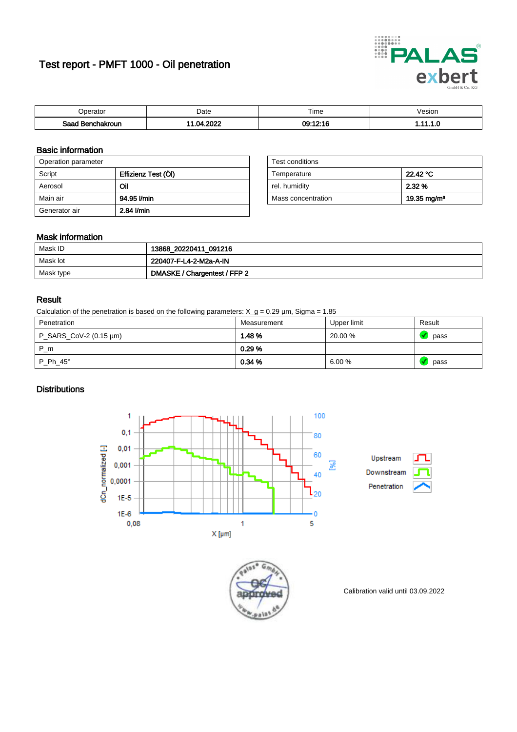# Test report - PMFT 1000 - Oil penetration

PALAS exbert GmbH & Co. KG

| Operator | Date | Time | Vesion |
|---|---|---|---|
| Saad Benchakroun | 11.04.2022 | 09:12:16 | 1.11.1.0 |

## Basic information

| Operation parameter | |
|---|---|
| Script | Effizienz Test (Öl) |
| Aerosol | Oil |
| Main air | 94.95 l/min |
| Generator air | 2.84 l/min |

| Test conditions | |
|---|---|
| Temperature | 22.42 °C |
| rel. humidity | 2.32 % |
| Mass concentration | 19.35 mg/m³ |

## Mask information

| | |
|---|---|
| Mask ID | 13868_20220411_091216 |
| Mask lot | 220407-F-L4-2-M2a-A-IN |
| Mask type | DMASKE / Chargentest / FFP 2 |

## Result

Calculation of the penetration is based on the following parameters: $X_g = 0.29$ µm, Sigma = 1.85

| Penetration | Measurement | Upper limit | Result |
|---|---|---|---|
| P_SARS_CoV-2 (0.15 µm) | 1.48 % | 20.00 % | pass |
| P_m | 0.29 % | | |
| P_Ph_45° | 0.34 % | 6.00 % | pass |

## Distributions

dCn_normalized [-]
1
0,1
0,01
0,001
0,0001
1E-5
1E-6
0,08
1
5
X [µm]
[%]
100
80
60
40
20
0
Upstream
Downstream
Penetration

QC approved – Palas® GmbH – www.palas.de

Calibration valid until 03.09.2022